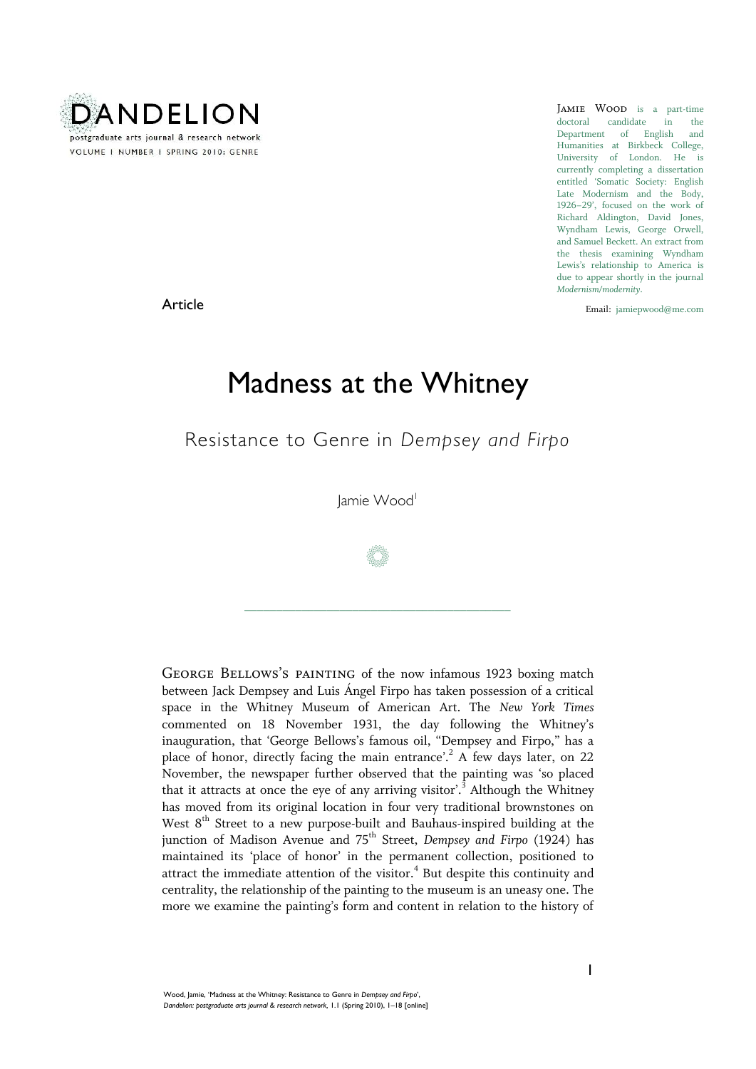DANDELION

postgraduate arts journal & research network

VOLUME 1 NUMBER 1 SPRING 2010: GENRE

JAMIE WOOD is a part-time doctoral candidate in the Department of English and Humanities at Birkbeck College, University of London. He is currently completing a dissertation entitled 'Somatic Society: English Late Modernism and the Body, 1926–29', focused on the work of Richard Aldington, David Jones, Wyndham Lewis, George Orwell, and Samuel Beckett. An extract from the thesis examining Wyndham Lewis's relationship to America is due to appear shortly in the journal *Modernism/modernity*.

Email: jamiepwood@me.com

Article

# Madness at the Whitney

## Resistance to Genre in *Dempsey and Firpo*

Jamie Wood[1]

---

GEORGE BELLOWS'S PAINTING of the now infamous 1923 boxing match between Jack Dempsey and Luis Ángel Firpo has taken possession of a critical space in the Whitney Museum of American Art. The *New York Times* commented on 18 November 1931, the day following the Whitney's inauguration, that 'George Bellows's famous oil, "Dempsey and Firpo," has a place of honor, directly facing the main entrance'.[2] A few days later, on 22 November, the newspaper further observed that the painting was 'so placed that it attracts at once the eye of any arriving visitor'.[3] Although the Whitney has moved from its original location in four very traditional brownstones on West 8th Street to a new purpose-built and Bauhaus-inspired building at the junction of Madison Avenue and 75th Street, *Dempsey and Firpo* (1924) has maintained its 'place of honor' in the permanent collection, positioned to attract the immediate attention of the visitor.[4] But despite this continuity and centrality, the relationship of the painting to the museum is an uneasy one. The more we examine the painting's form and content in relation to the history of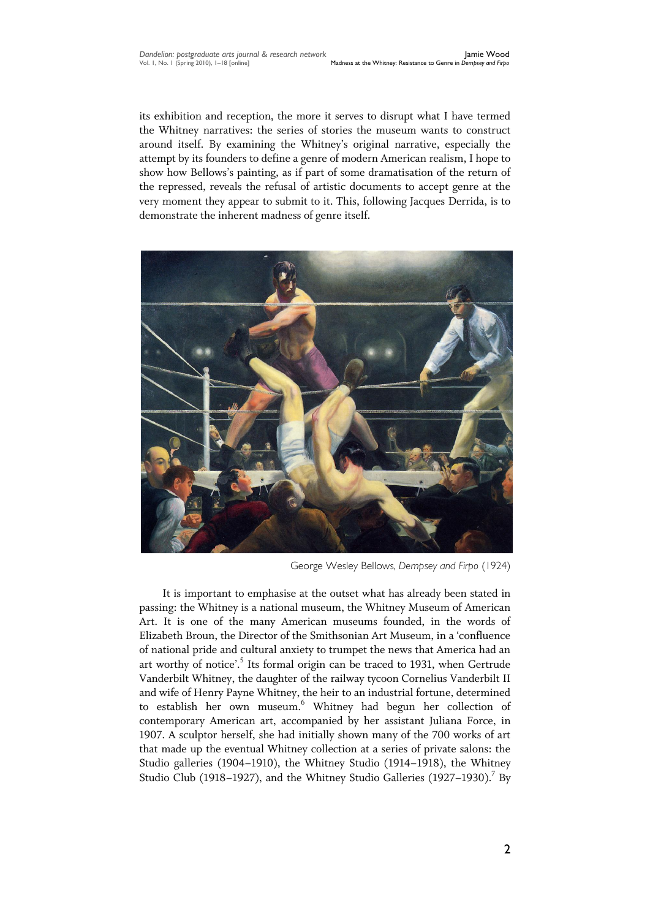its exhibition and reception, the more it serves to disrupt what I have termed the Whitney narratives: the series of stories the museum wants to construct around itself. By examining the Whitney's original narrative, especially the attempt by its founders to define a genre of modern American realism, I hope to show how Bellows's painting, as if part of some dramatisation of the return of the repressed, reveals the refusal of artistic documents to accept genre at the very moment they appear to submit to it. This, following Jacques Derrida, is to demonstrate the inherent madness of genre itself.

George Wesley Bellows, *Dempsey and Firpo* (1924)

It is important to emphasise at the outset what has already been stated in passing: the Whitney is a national museum, the Whitney Museum of American Art. It is one of the many American museums founded, in the words of Elizabeth Broun, the Director of the Smithsonian Art Museum, in a 'confluence of national pride and cultural anxiety to trumpet the news that America had an art worthy of notice'.[5] Its formal origin can be traced to 1931, when Gertrude Vanderbilt Whitney, the daughter of the railway tycoon Cornelius Vanderbilt II and wife of Henry Payne Whitney, the heir to an industrial fortune, determined to establish her own museum.[6] Whitney had begun her collection of contemporary American art, accompanied by her assistant Juliana Force, in 1907. A sculptor herself, she had initially shown many of the 700 works of art that made up the eventual Whitney collection at a series of private salons: the Studio galleries (1904–1910), the Whitney Studio (1914–1918), the Whitney Studio Club (1918–1927), and the Whitney Studio Galleries (1927–1930).[7] By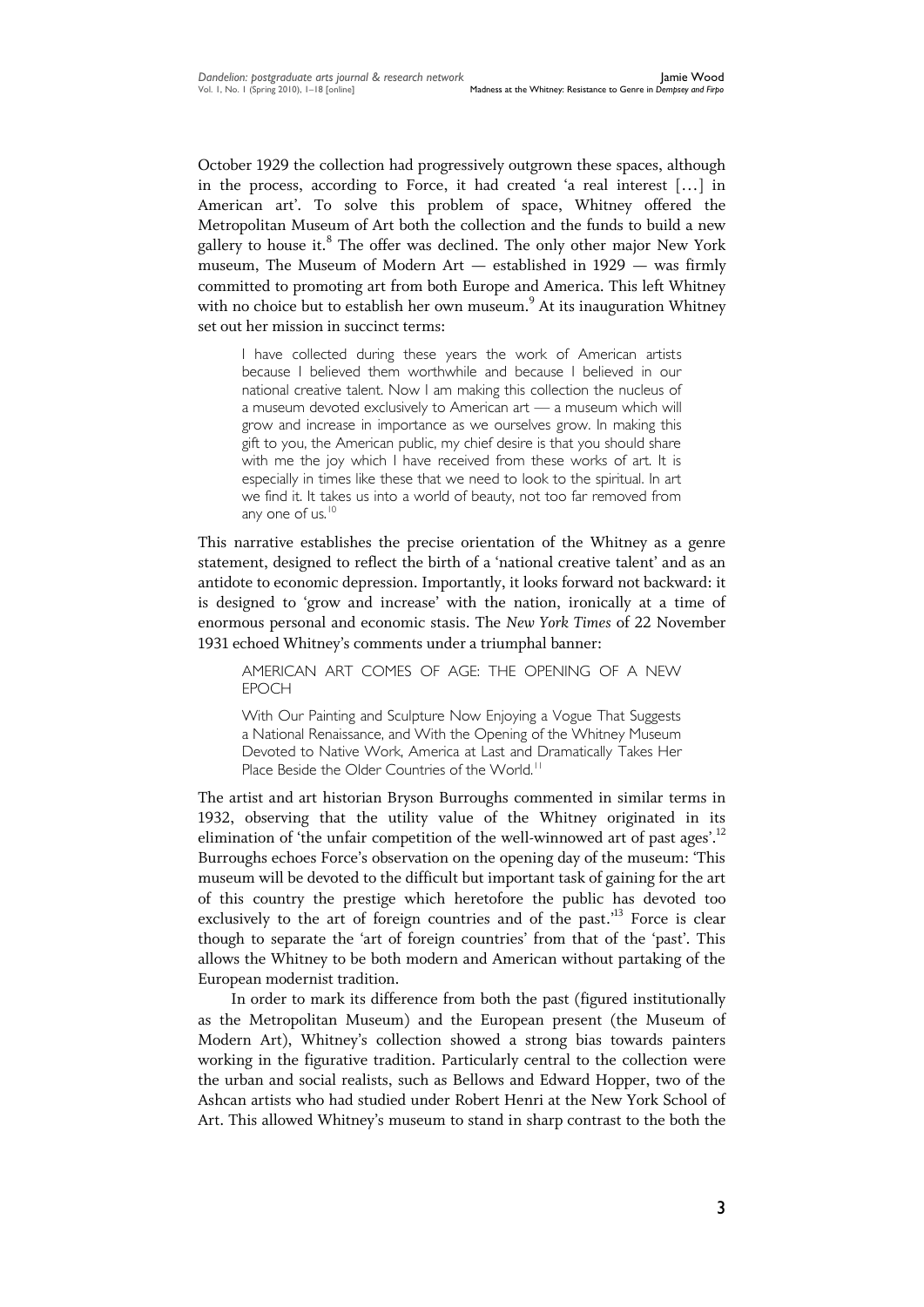October 1929 the collection had progressively outgrown these spaces, although in the process, according to Force, it had created 'a real interest […] in American art'. To solve this problem of space, Whitney offered the Metropolitan Museum of Art both the collection and the funds to build a new gallery to house it.[8] The offer was declined. The only other major New York museum, The Museum of Modern Art — established in 1929 — was firmly committed to promoting art from both Europe and America. This left Whitney with no choice but to establish her own museum.[9] At its inauguration Whitney set out her mission in succinct terms:

> I have collected during these years the work of American artists because I believed them worthwhile and because I believed in our national creative talent. Now I am making this collection the nucleus of a museum devoted exclusively to American art — a museum which will grow and increase in importance as we ourselves grow. In making this gift to you, the American public, my chief desire is that you should share with me the joy which I have received from these works of art. It is especially in times like these that we need to look to the spiritual. In art we find it. It takes us into a world of beauty, not too far removed from any one of us.[10]

This narrative establishes the precise orientation of the Whitney as a genre statement, designed to reflect the birth of a 'national creative talent' and as an antidote to economic depression. Importantly, it looks forward not backward: it is designed to 'grow and increase' with the nation, ironically at a time of enormous personal and economic stasis. The *New York Times* of 22 November 1931 echoed Whitney's comments under a triumphal banner:

> AMERICAN ART COMES OF AGE: THE OPENING OF A NEW EPOCH
>
> With Our Painting and Sculpture Now Enjoying a Vogue That Suggests a National Renaissance, and With the Opening of the Whitney Museum Devoted to Native Work, America at Last and Dramatically Takes Her Place Beside the Older Countries of the World.[11]

The artist and art historian Bryson Burroughs commented in similar terms in 1932, observing that the utility value of the Whitney originated in its elimination of 'the unfair competition of the well-winnowed art of past ages'.[12] Burroughs echoes Force's observation on the opening day of the museum: 'This museum will be devoted to the difficult but important task of gaining for the art of this country the prestige which heretofore the public has devoted too exclusively to the art of foreign countries and of the past.'[13] Force is clear though to separate the 'art of foreign countries' from that of the 'past'. This allows the Whitney to be both modern and American without partaking of the European modernist tradition.

In order to mark its difference from both the past (figured institutionally as the Metropolitan Museum) and the European present (the Museum of Modern Art), Whitney's collection showed a strong bias towards painters working in the figurative tradition. Particularly central to the collection were the urban and social realists, such as Bellows and Edward Hopper, two of the Ashcan artists who had studied under Robert Henri at the New York School of Art. This allowed Whitney's museum to stand in sharp contrast to the both the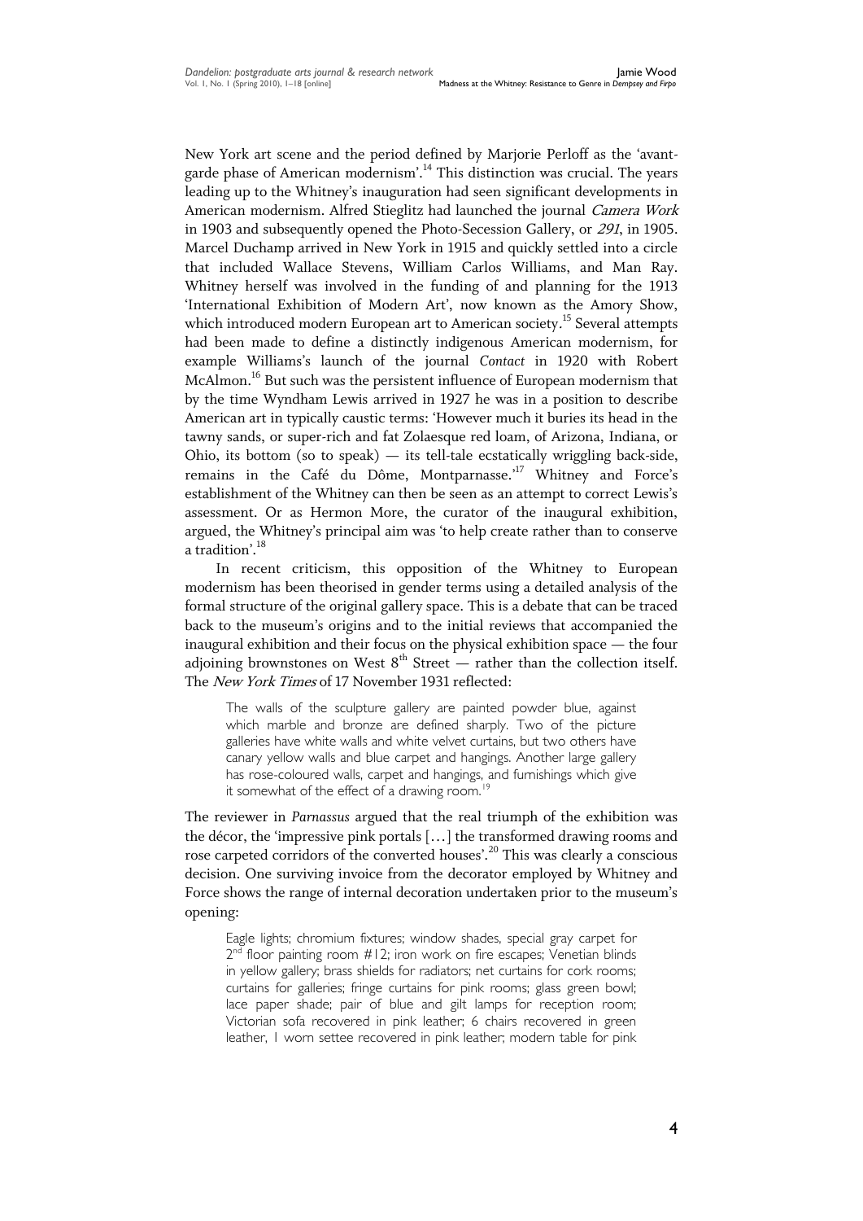New York art scene and the period defined by Marjorie Perloff as the 'avant-garde phase of American modernism'.[14] This distinction was crucial. The years leading up to the Whitney's inauguration had seen significant developments in American modernism. Alfred Stieglitz had launched the journal *Camera Work* in 1903 and subsequently opened the Photo-Secession Gallery, or *291*, in 1905. Marcel Duchamp arrived in New York in 1915 and quickly settled into a circle that included Wallace Stevens, William Carlos Williams, and Man Ray. Whitney herself was involved in the funding of and planning for the 1913 'International Exhibition of Modern Art', now known as the Amory Show, which introduced modern European art to American society.[15] Several attempts had been made to define a distinctly indigenous American modernism, for example Williams's launch of the journal *Contact* in 1920 with Robert McAlmon.[16] But such was the persistent influence of European modernism that by the time Wyndham Lewis arrived in 1927 he was in a position to describe American art in typically caustic terms: 'However much it buries its head in the tawny sands, or super-rich and fat Zolaesque red loam, of Arizona, Indiana, or Ohio, its bottom (so to speak) — its tell-tale ecstatically wriggling back-side, remains in the Café du Dôme, Montparnasse.'[17] Whitney and Force's establishment of the Whitney can then be seen as an attempt to correct Lewis's assessment. Or as Hermon More, the curator of the inaugural exhibition, argued, the Whitney's principal aim was 'to help create rather than to conserve a tradition'.[18]

In recent criticism, this opposition of the Whitney to European modernism has been theorised in gender terms using a detailed analysis of the formal structure of the original gallery space. This is a debate that can be traced back to the museum's origins and to the initial reviews that accompanied the inaugural exhibition and their focus on the physical exhibition space — the four adjoining brownstones on West 8th Street — rather than the collection itself. The *New York Times* of 17 November 1931 reflected:

> The walls of the sculpture gallery are painted powder blue, against which marble and bronze are defined sharply. Two of the picture galleries have white walls and white velvet curtains, but two others have canary yellow walls and blue carpet and hangings. Another large gallery has rose-coloured walls, carpet and hangings, and furnishings which give it somewhat of the effect of a drawing room.[19]

The reviewer in *Parnassus* argued that the real triumph of the exhibition was the décor, the 'impressive pink portals […] the transformed drawing rooms and rose carpeted corridors of the converted houses'.[20] This was clearly a conscious decision. One surviving invoice from the decorator employed by Whitney and Force shows the range of internal decoration undertaken prior to the museum's opening:

> Eagle lights; chromium fixtures; window shades, special gray carpet for 2nd floor painting room #12; iron work on fire escapes; Venetian blinds in yellow gallery; brass shields for radiators; net curtains for cork rooms; curtains for galleries; fringe curtains for pink rooms; glass green bowl; lace paper shade; pair of blue and gilt lamps for reception room; Victorian sofa recovered in pink leather; 6 chairs recovered in green leather, 1 worn settee recovered in pink leather; modern table for pink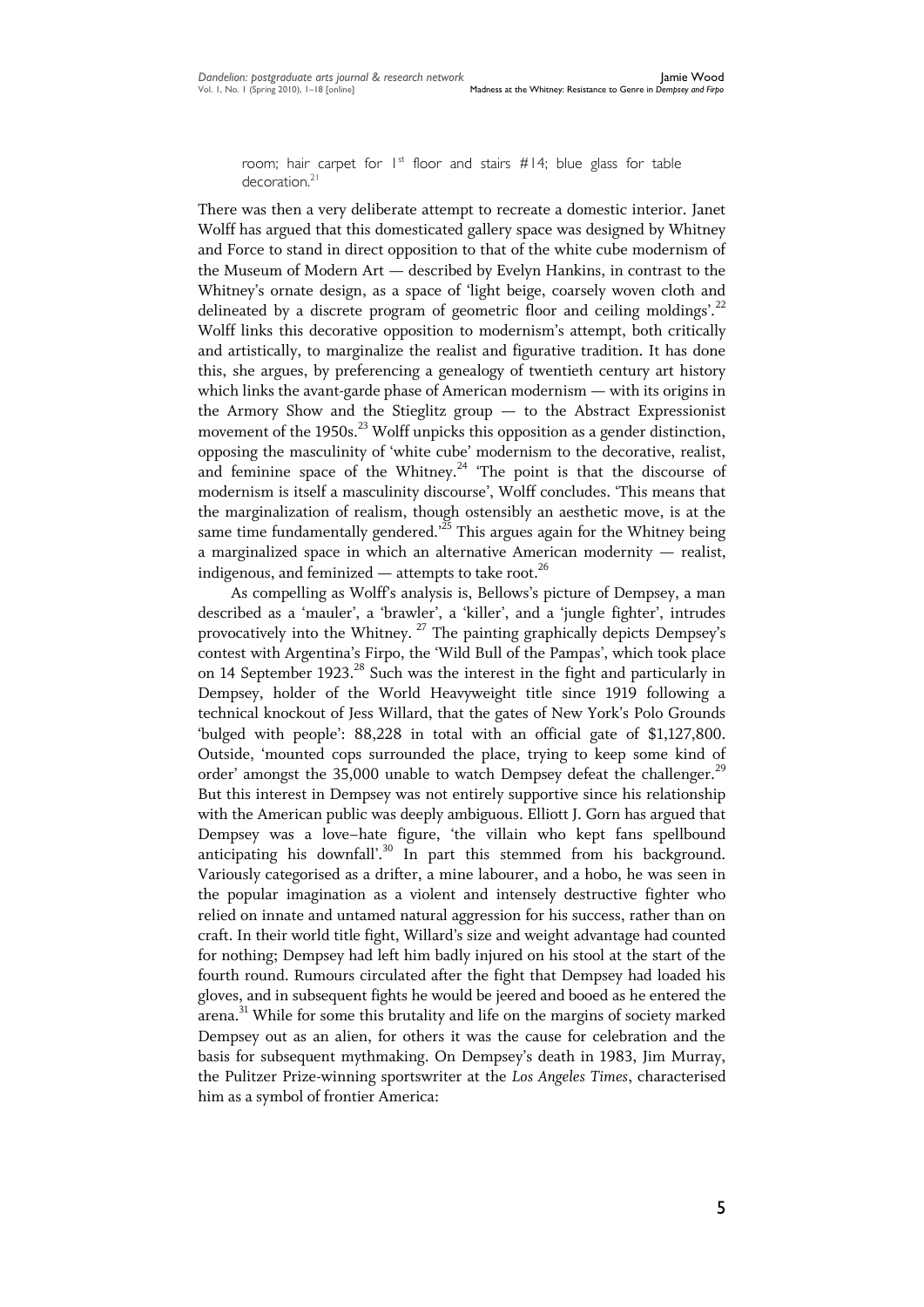room; hair carpet for 1st floor and stairs #14; blue glass for table decoration.[21]

There was then a very deliberate attempt to recreate a domestic interior. Janet Wolff has argued that this domesticated gallery space was designed by Whitney and Force to stand in direct opposition to that of the white cube modernism of the Museum of Modern Art — described by Evelyn Hankins, in contrast to the Whitney's ornate design, as a space of 'light beige, coarsely woven cloth and delineated by a discrete program of geometric floor and ceiling moldings'.[22] Wolff links this decorative opposition to modernism's attempt, both critically and artistically, to marginalize the realist and figurative tradition. It has done this, she argues, by preferencing a genealogy of twentieth century art history which links the avant-garde phase of American modernism — with its origins in the Armory Show and the Stieglitz group — to the Abstract Expressionist movement of the 1950s.[23] Wolff unpicks this opposition as a gender distinction, opposing the masculinity of 'white cube' modernism to the decorative, realist, and feminine space of the Whitney.[24] 'The point is that the discourse of modernism is itself a masculinity discourse', Wolff concludes. 'This means that the marginalization of realism, though ostensibly an aesthetic move, is at the same time fundamentally gendered.'[25] This argues again for the Whitney being a marginalized space in which an alternative American modernity — realist, indigenous, and feminized — attempts to take root.[26]

As compelling as Wolff's analysis is, Bellows's picture of Dempsey, a man described as a 'mauler', a 'brawler', a 'killer', and a 'jungle fighter', intrudes provocatively into the Whitney. [27] The painting graphically depicts Dempsey's contest with Argentina's Firpo, the 'Wild Bull of the Pampas', which took place on 14 September 1923.[28] Such was the interest in the fight and particularly in Dempsey, holder of the World Heavyweight title since 1919 following a technical knockout of Jess Willard, that the gates of New York's Polo Grounds 'bulged with people': 88,228 in total with an official gate of $1,127,800. Outside, 'mounted cops surrounded the place, trying to keep some kind of order' amongst the 35,000 unable to watch Dempsey defeat the challenger.[29] But this interest in Dempsey was not entirely supportive since his relationship with the American public was deeply ambiguous. Elliott J. Gorn has argued that Dempsey was a love–hate figure, 'the villain who kept fans spellbound anticipating his downfall'.[30] In part this stemmed from his background. Variously categorised as a drifter, a mine labourer, and a hobo, he was seen in the popular imagination as a violent and intensely destructive fighter who relied on innate and untamed natural aggression for his success, rather than on craft. In their world title fight, Willard's size and weight advantage had counted for nothing; Dempsey had left him badly injured on his stool at the start of the fourth round. Rumours circulated after the fight that Dempsey had loaded his gloves, and in subsequent fights he would be jeered and booed as he entered the arena.[31] While for some this brutality and life on the margins of society marked Dempsey out as an alien, for others it was the cause for celebration and the basis for subsequent mythmaking. On Dempsey's death in 1983, Jim Murray, the Pulitzer Prize-winning sportswriter at the *Los Angeles Times*, characterised him as a symbol of frontier America: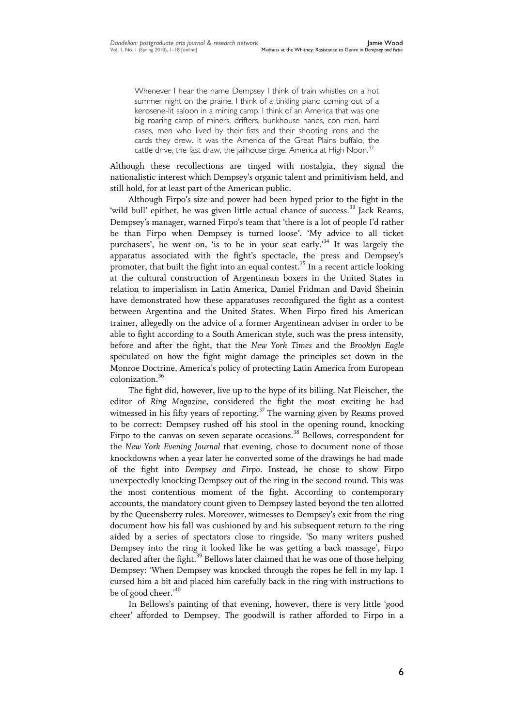> Whenever I hear the name Dempsey I think of train whistles on a hot summer night on the prairie. I think of a tinkling piano coming out of a kerosene-lit saloon in a mining camp. I think of an America that was one big roaring camp of miners, drifters, bunkhouse hands, con men, hard cases, men who lived by their fists and their shooting irons and the cards they drew. It was the America of the Great Plains buffalo, the cattle drive, the fast draw, the jailhouse dirge. America at High Noon.[32]

Although these recollections are tinged with nostalgia, they signal the nationalistic interest which Dempsey's organic talent and primitivism held, and still hold, for at least part of the American public.

Although Firpo's size and power had been hyped prior to the fight in the 'wild bull' epithet, he was given little actual chance of success.[33] Jack Reams, Dempsey's manager, warned Firpo's team that 'there is a lot of people I'd rather be than Firpo when Dempsey is turned loose'. 'My advice to all ticket purchasers', he went on, 'is to be in your seat early.'[34] It was largely the apparatus associated with the fight's spectacle, the press and Dempsey's promoter, that built the fight into an equal contest.[35] In a recent article looking at the cultural construction of Argentinean boxers in the United States in relation to imperialism in Latin America, Daniel Fridman and David Sheinin have demonstrated how these apparatuses reconfigured the fight as a contest between Argentina and the United States. When Firpo fired his American trainer, allegedly on the advice of a former Argentinean adviser in order to be able to fight according to a South American style, such was the press intensity, before and after the fight, that the *New York Times* and the *Brooklyn Eagle* speculated on how the fight might damage the principles set down in the Monroe Doctrine, America's policy of protecting Latin America from European colonization.[36]

The fight did, however, live up to the hype of its billing. Nat Fleischer, the editor of *Ring Magazine*, considered the fight the most exciting he had witnessed in his fifty years of reporting.[37] The warning given by Reams proved to be correct: Dempsey rushed off his stool in the opening round, knocking Firpo to the canvas on seven separate occasions.[38] Bellows, correspondent for the *New York Evening Journal* that evening, chose to document none of those knockdowns when a year later he converted some of the drawings he had made of the fight into *Dempsey and Firpo*. Instead, he chose to show Firpo unexpectedly knocking Dempsey out of the ring in the second round. This was the most contentious moment of the fight. According to contemporary accounts, the mandatory count given to Dempsey lasted beyond the ten allotted by the Queensberry rules. Moreover, witnesses to Dempsey's exit from the ring document how his fall was cushioned by and his subsequent return to the ring aided by a series of spectators close to ringside. 'So many writers pushed Dempsey into the ring it looked like he was getting a back massage', Firpo declared after the fight.[39] Bellows later claimed that he was one of those helping Dempsey: 'When Dempsey was knocked through the ropes he fell in my lap. I cursed him a bit and placed him carefully back in the ring with instructions to be of good cheer.'[40]

In Bellows's painting of that evening, however, there is very little 'good cheer' afforded to Dempsey. The goodwill is rather afforded to Firpo in a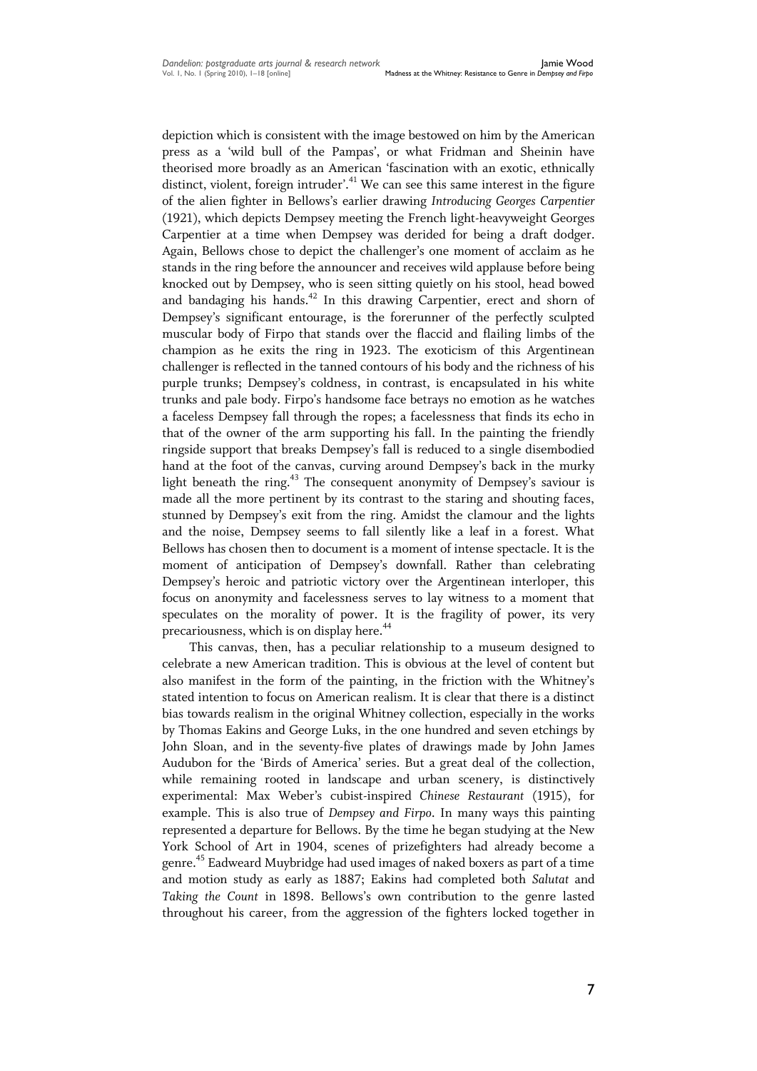depiction which is consistent with the image bestowed on him by the American press as a 'wild bull of the Pampas', or what Fridman and Sheinin have theorised more broadly as an American 'fascination with an exotic, ethnically distinct, violent, foreign intruder'.[41] We can see this same interest in the figure of the alien fighter in Bellows's earlier drawing *Introducing Georges Carpentier* (1921), which depicts Dempsey meeting the French light-heavyweight Georges Carpentier at a time when Dempsey was derided for being a draft dodger. Again, Bellows chose to depict the challenger's one moment of acclaim as he stands in the ring before the announcer and receives wild applause before being knocked out by Dempsey, who is seen sitting quietly on his stool, head bowed and bandaging his hands.[42] In this drawing Carpentier, erect and shorn of Dempsey's significant entourage, is the forerunner of the perfectly sculpted muscular body of Firpo that stands over the flaccid and flailing limbs of the champion as he exits the ring in 1923. The exoticism of this Argentinean challenger is reflected in the tanned contours of his body and the richness of his purple trunks; Dempsey's coldness, in contrast, is encapsulated in his white trunks and pale body. Firpo's handsome face betrays no emotion as he watches a faceless Dempsey fall through the ropes; a facelessness that finds its echo in that of the owner of the arm supporting his fall. In the painting the friendly ringside support that breaks Dempsey's fall is reduced to a single disembodied hand at the foot of the canvas, curving around Dempsey's back in the murky light beneath the ring.[43] The consequent anonymity of Dempsey's saviour is made all the more pertinent by its contrast to the staring and shouting faces, stunned by Dempsey's exit from the ring. Amidst the clamour and the lights and the noise, Dempsey seems to fall silently like a leaf in a forest. What Bellows has chosen then to document is a moment of intense spectacle. It is the moment of anticipation of Dempsey's downfall. Rather than celebrating Dempsey's heroic and patriotic victory over the Argentinean interloper, this focus on anonymity and facelessness serves to lay witness to a moment that speculates on the morality of power. It is the fragility of power, its very precariousness, which is on display here.[44]

This canvas, then, has a peculiar relationship to a museum designed to celebrate a new American tradition. This is obvious at the level of content but also manifest in the form of the painting, in the friction with the Whitney's stated intention to focus on American realism. It is clear that there is a distinct bias towards realism in the original Whitney collection, especially in the works by Thomas Eakins and George Luks, in the one hundred and seven etchings by John Sloan, and in the seventy-five plates of drawings made by John James Audubon for the 'Birds of America' series. But a great deal of the collection, while remaining rooted in landscape and urban scenery, is distinctively experimental: Max Weber's cubist-inspired *Chinese Restaurant* (1915), for example. This is also true of *Dempsey and Firpo*. In many ways this painting represented a departure for Bellows. By the time he began studying at the New York School of Art in 1904, scenes of prizefighters had already become a genre.[45] Eadweard Muybridge had used images of naked boxers as part of a time and motion study as early as 1887; Eakins had completed both *Salutat* and *Taking the Count* in 1898. Bellows's own contribution to the genre lasted throughout his career, from the aggression of the fighters locked together in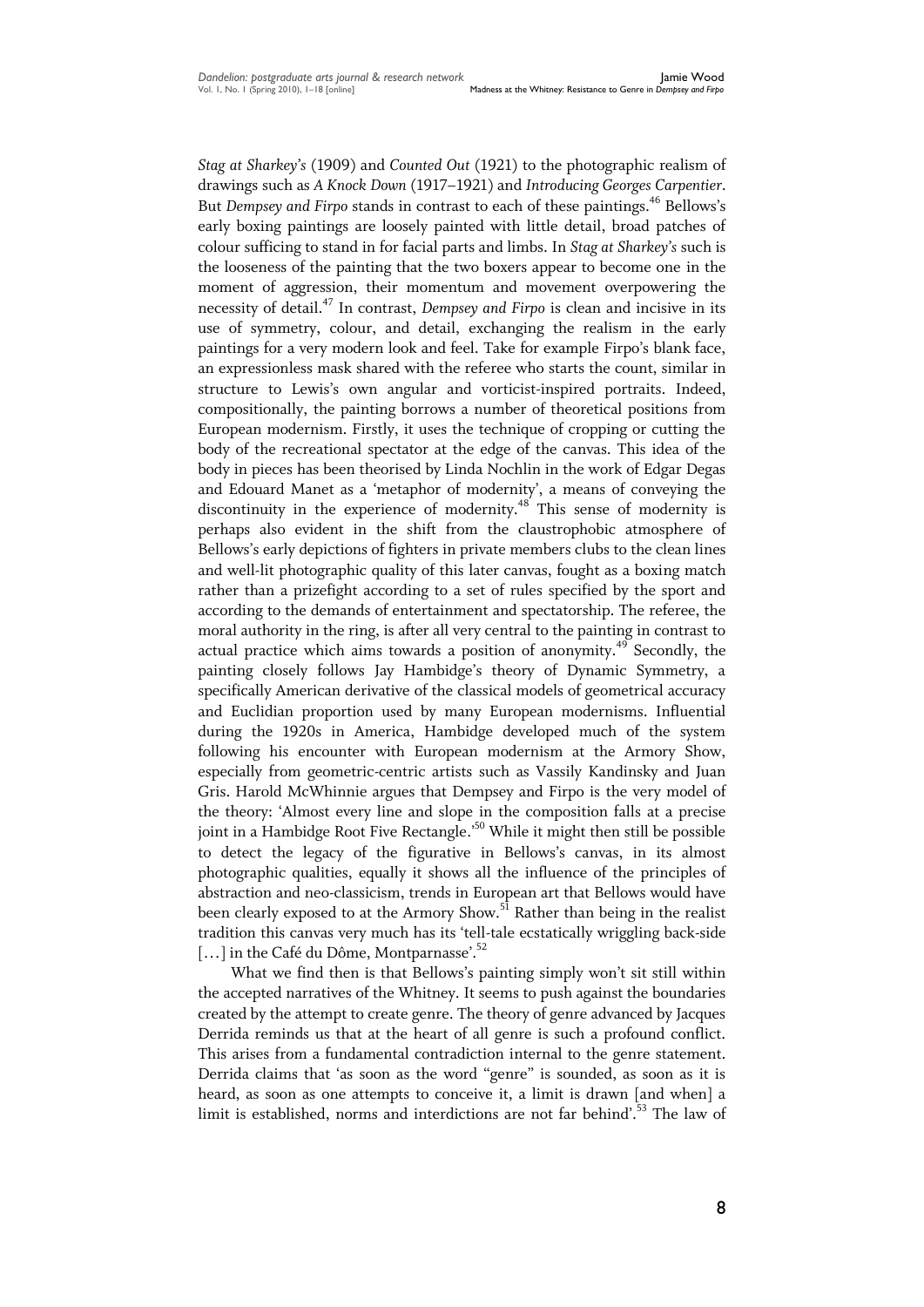*Stag at Sharkey's* (1909) and *Counted Out* (1921) to the photographic realism of drawings such as *A Knock Down* (1917–1921) and *Introducing Georges Carpentier*. But *Dempsey and Firpo* stands in contrast to each of these paintings.[46] Bellows's early boxing paintings are loosely painted with little detail, broad patches of colour sufficing to stand in for facial parts and limbs. In *Stag at Sharkey's* such is the looseness of the painting that the two boxers appear to become one in the moment of aggression, their momentum and movement overpowering the necessity of detail.[47] In contrast, *Dempsey and Firpo* is clean and incisive in its use of symmetry, colour, and detail, exchanging the realism in the early paintings for a very modern look and feel. Take for example Firpo's blank face, an expressionless mask shared with the referee who starts the count, similar in structure to Lewis's own angular and vorticist-inspired portraits. Indeed, compositionally, the painting borrows a number of theoretical positions from European modernism. Firstly, it uses the technique of cropping or cutting the body of the recreational spectator at the edge of the canvas. This idea of the body in pieces has been theorised by Linda Nochlin in the work of Edgar Degas and Edouard Manet as a 'metaphor of modernity', a means of conveying the discontinuity in the experience of modernity.[48] This sense of modernity is perhaps also evident in the shift from the claustrophobic atmosphere of Bellows's early depictions of fighters in private members clubs to the clean lines and well-lit photographic quality of this later canvas, fought as a boxing match rather than a prizefight according to a set of rules specified by the sport and according to the demands of entertainment and spectatorship. The referee, the moral authority in the ring, is after all very central to the painting in contrast to actual practice which aims towards a position of anonymity.[49] Secondly, the painting closely follows Jay Hambidge's theory of Dynamic Symmetry, a specifically American derivative of the classical models of geometrical accuracy and Euclidian proportion used by many European modernisms. Influential during the 1920s in America, Hambidge developed much of the system following his encounter with European modernism at the Armory Show, especially from geometric-centric artists such as Vassily Kandinsky and Juan Gris. Harold McWhinnie argues that Dempsey and Firpo is the very model of the theory: 'Almost every line and slope in the composition falls at a precise joint in a Hambidge Root Five Rectangle.'[50] While it might then still be possible to detect the legacy of the figurative in Bellows's canvas, in its almost photographic qualities, equally it shows all the influence of the principles of abstraction and neo-classicism, trends in European art that Bellows would have been clearly exposed to at the Armory Show.[51] Rather than being in the realist tradition this canvas very much has its 'tell-tale ecstatically wriggling back-side […] in the Café du Dôme, Montparnasse'.[52]

What we find then is that Bellows's painting simply won't sit still within the accepted narratives of the Whitney. It seems to push against the boundaries created by the attempt to create genre. The theory of genre advanced by Jacques Derrida reminds us that at the heart of all genre is such a profound conflict. This arises from a fundamental contradiction internal to the genre statement. Derrida claims that 'as soon as the word "genre" is sounded, as soon as it is heard, as soon as one attempts to conceive it, a limit is drawn [and when] a limit is established, norms and interdictions are not far behind'.[53] The law of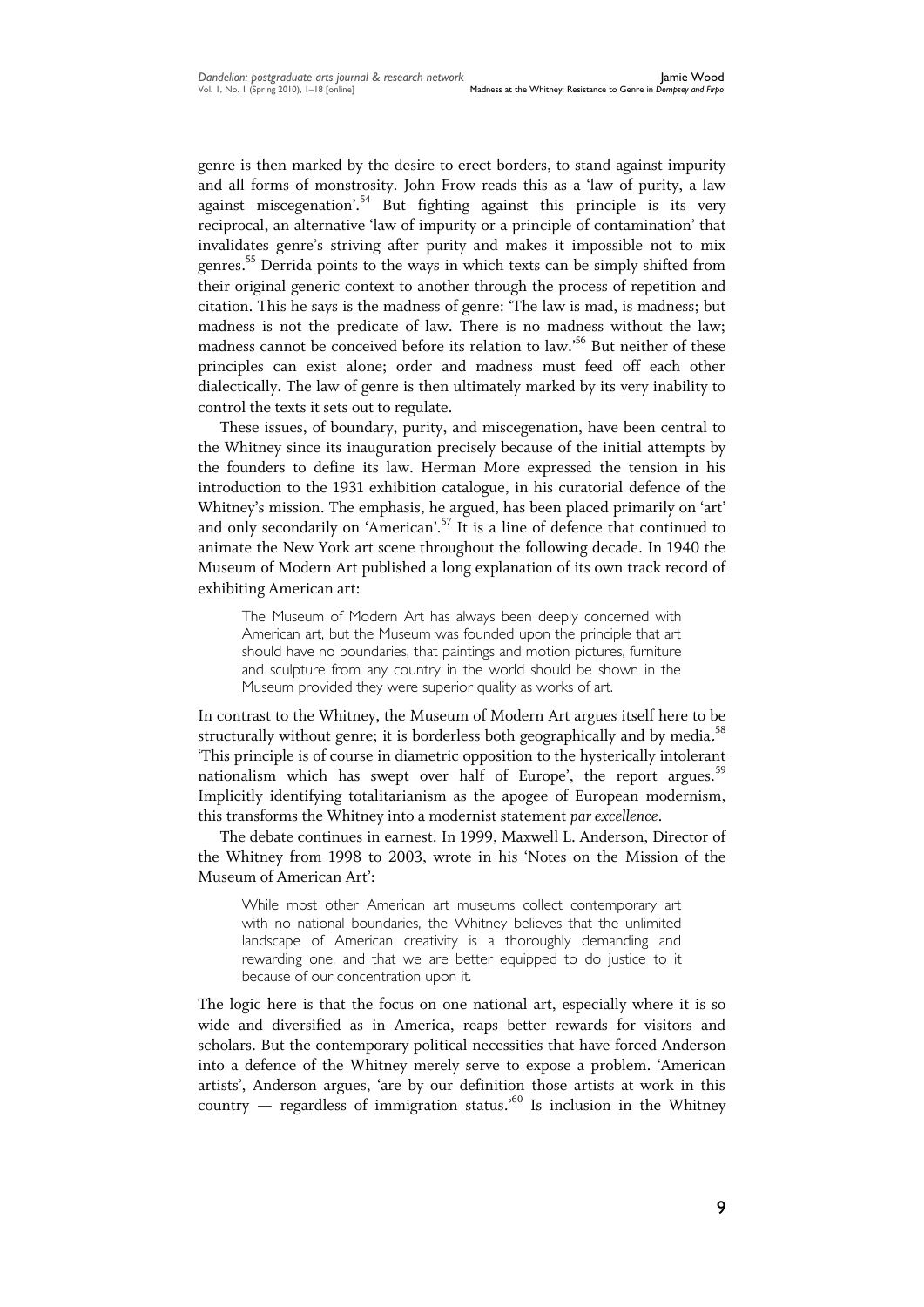genre is then marked by the desire to erect borders, to stand against impurity and all forms of monstrosity. John Frow reads this as a 'law of purity, a law against miscegenation'.[54] But fighting against this principle is its very reciprocal, an alternative 'law of impurity or a principle of contamination' that invalidates genre's striving after purity and makes it impossible not to mix genres.[55] Derrida points to the ways in which texts can be simply shifted from their original generic context to another through the process of repetition and citation. This he says is the madness of genre: 'The law is mad, is madness; but madness is not the predicate of law. There is no madness without the law; madness cannot be conceived before its relation to law.'[56] But neither of these principles can exist alone; order and madness must feed off each other dialectically. The law of genre is then ultimately marked by its very inability to control the texts it sets out to regulate.

These issues, of boundary, purity, and miscegenation, have been central to the Whitney since its inauguration precisely because of the initial attempts by the founders to define its law. Herman More expressed the tension in his introduction to the 1931 exhibition catalogue, in his curatorial defence of the Whitney's mission. The emphasis, he argued, has been placed primarily on 'art' and only secondarily on 'American'.[57] It is a line of defence that continued to animate the New York art scene throughout the following decade. In 1940 the Museum of Modern Art published a long explanation of its own track record of exhibiting American art:

> The Museum of Modern Art has always been deeply concerned with American art, but the Museum was founded upon the principle that art should have no boundaries, that paintings and motion pictures, furniture and sculpture from any country in the world should be shown in the Museum provided they were superior quality as works of art.

In contrast to the Whitney, the Museum of Modern Art argues itself here to be structurally without genre; it is borderless both geographically and by media.[58] 'This principle is of course in diametric opposition to the hysterically intolerant nationalism which has swept over half of Europe', the report argues.[59] Implicitly identifying totalitarianism as the apogee of European modernism, this transforms the Whitney into a modernist statement *par excellence*.

The debate continues in earnest. In 1999, Maxwell L. Anderson, Director of the Whitney from 1998 to 2003, wrote in his 'Notes on the Mission of the Museum of American Art':

> While most other American art museums collect contemporary art with no national boundaries, the Whitney believes that the unlimited landscape of American creativity is a thoroughly demanding and rewarding one, and that we are better equipped to do justice to it because of our concentration upon it.

The logic here is that the focus on one national art, especially where it is so wide and diversified as in America, reaps better rewards for visitors and scholars. But the contemporary political necessities that have forced Anderson into a defence of the Whitney merely serve to expose a problem. 'American artists', Anderson argues, 'are by our definition those artists at work in this country — regardless of immigration status.'[60] Is inclusion in the Whitney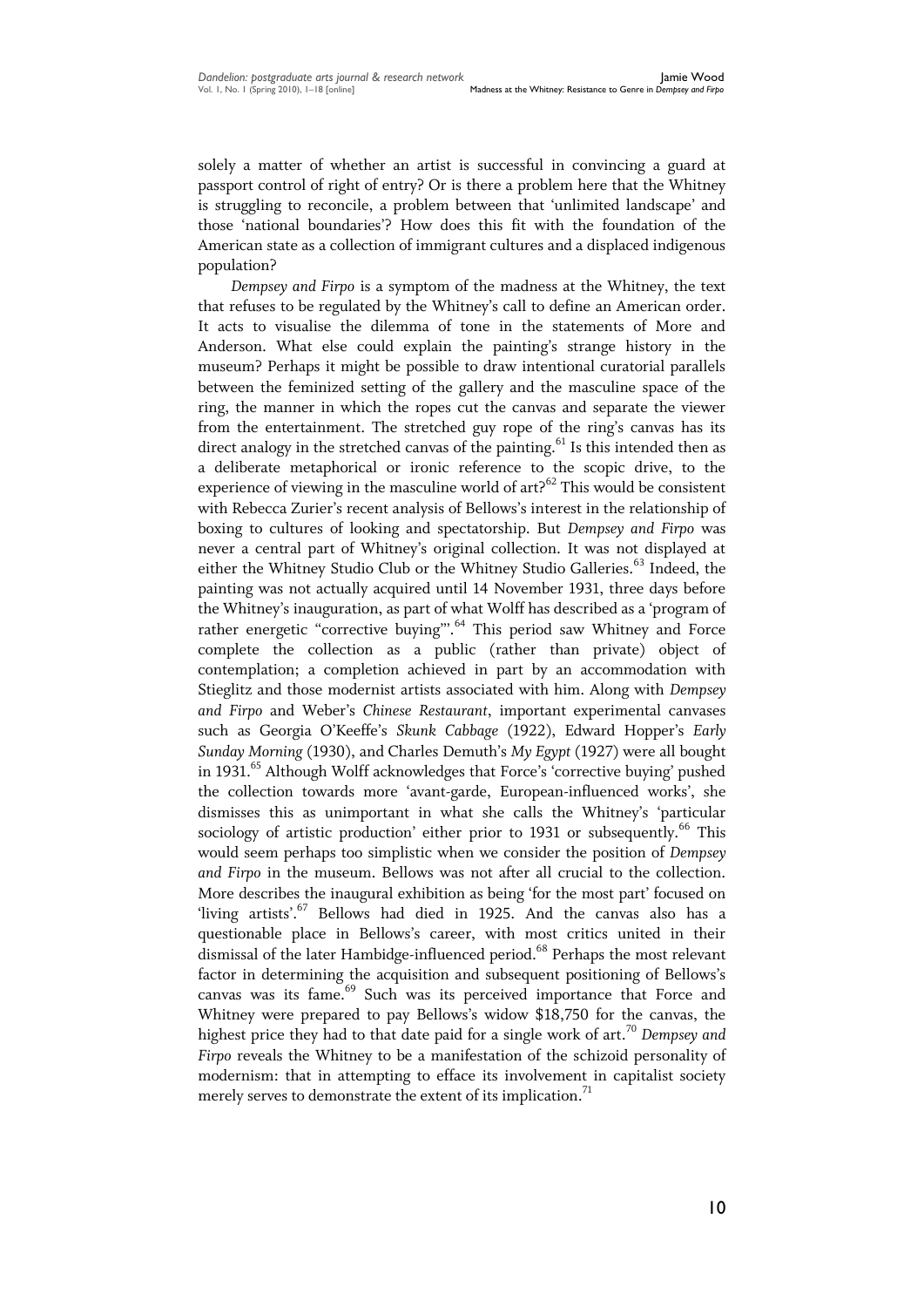solely a matter of whether an artist is successful in convincing a guard at passport control of right of entry? Or is there a problem here that the Whitney is struggling to reconcile, a problem between that 'unlimited landscape' and those 'national boundaries'? How does this fit with the foundation of the American state as a collection of immigrant cultures and a displaced indigenous population?

*Dempsey and Firpo* is a symptom of the madness at the Whitney, the text that refuses to be regulated by the Whitney's call to define an American order. It acts to visualise the dilemma of tone in the statements of More and Anderson. What else could explain the painting's strange history in the museum? Perhaps it might be possible to draw intentional curatorial parallels between the feminized setting of the gallery and the masculine space of the ring, the manner in which the ropes cut the canvas and separate the viewer from the entertainment. The stretched guy rope of the ring's canvas has its direct analogy in the stretched canvas of the painting.[61] Is this intended then as a deliberate metaphorical or ironic reference to the scopic drive, to the experience of viewing in the masculine world of art?[62] This would be consistent with Rebecca Zurier's recent analysis of Bellows's interest in the relationship of boxing to cultures of looking and spectatorship. But *Dempsey and Firpo* was never a central part of Whitney's original collection. It was not displayed at either the Whitney Studio Club or the Whitney Studio Galleries.[63] Indeed, the painting was not actually acquired until 14 November 1931, three days before the Whitney's inauguration, as part of what Wolff has described as a 'program of rather energetic "corrective buying"'.[64] This period saw Whitney and Force complete the collection as a public (rather than private) object of contemplation; a completion achieved in part by an accommodation with Stieglitz and those modernist artists associated with him. Along with *Dempsey and Firpo* and Weber's *Chinese Restaurant*, important experimental canvases such as Georgia O'Keeffe's *Skunk Cabbage* (1922), Edward Hopper's *Early Sunday Morning* (1930), and Charles Demuth's *My Egypt* (1927) were all bought in 1931.[65] Although Wolff acknowledges that Force's 'corrective buying' pushed the collection towards more 'avant-garde, European-influenced works', she dismisses this as unimportant in what she calls the Whitney's 'particular sociology of artistic production' either prior to 1931 or subsequently.[66] This would seem perhaps too simplistic when we consider the position of *Dempsey and Firpo* in the museum. Bellows was not after all crucial to the collection. More describes the inaugural exhibition as being 'for the most part' focused on 'living artists'.[67] Bellows had died in 1925. And the canvas also has a questionable place in Bellows's career, with most critics united in their dismissal of the later Hambidge-influenced period.[68] Perhaps the most relevant factor in determining the acquisition and subsequent positioning of Bellows's canvas was its fame.[69] Such was its perceived importance that Force and Whitney were prepared to pay Bellows's widow $18,750 for the canvas, the highest price they had to that date paid for a single work of art.[70] *Dempsey and Firpo* reveals the Whitney to be a manifestation of the schizoid personality of modernism: that in attempting to efface its involvement in capitalist society merely serves to demonstrate the extent of its implication.[71]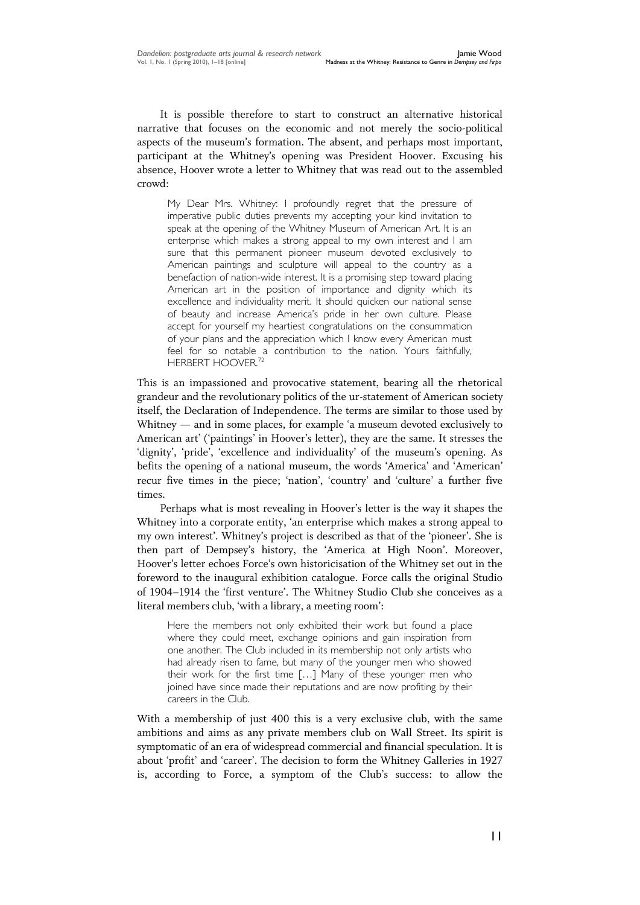It is possible therefore to start to construct an alternative historical narrative that focuses on the economic and not merely the socio-political aspects of the museum's formation. The absent, and perhaps most important, participant at the Whitney's opening was President Hoover. Excusing his absence, Hoover wrote a letter to Whitney that was read out to the assembled crowd:

> My Dear Mrs. Whitney: I profoundly regret that the pressure of imperative public duties prevents my accepting your kind invitation to speak at the opening of the Whitney Museum of American Art. It is an enterprise which makes a strong appeal to my own interest and I am sure that this permanent pioneer museum devoted exclusively to American paintings and sculpture will appeal to the country as a benefaction of nation-wide interest. It is a promising step toward placing American art in the position of importance and dignity which its excellence and individuality merit. It should quicken our national sense of beauty and increase America's pride in her own culture. Please accept for yourself my heartiest congratulations on the consummation of your plans and the appreciation which I know every American must feel for so notable a contribution to the nation. Yours faithfully, HERBERT HOOVER.[72]

This is an impassioned and provocative statement, bearing all the rhetorical grandeur and the revolutionary politics of the ur-statement of American society itself, the Declaration of Independence. The terms are similar to those used by Whitney — and in some places, for example 'a museum devoted exclusively to American art' ('paintings' in Hoover's letter), they are the same. It stresses the 'dignity', 'pride', 'excellence and individuality' of the museum's opening. As befits the opening of a national museum, the words 'America' and 'American' recur five times in the piece; 'nation', 'country' and 'culture' a further five times.

Perhaps what is most revealing in Hoover's letter is the way it shapes the Whitney into a corporate entity, 'an enterprise which makes a strong appeal to my own interest'. Whitney's project is described as that of the 'pioneer'. She is then part of Dempsey's history, the 'America at High Noon'. Moreover, Hoover's letter echoes Force's own historicisation of the Whitney set out in the foreword to the inaugural exhibition catalogue. Force calls the original Studio of 1904–1914 the 'first venture'. The Whitney Studio Club she conceives as a literal members club, 'with a library, a meeting room':

> Here the members not only exhibited their work but found a place where they could meet, exchange opinions and gain inspiration from one another. The Club included in its membership not only artists who had already risen to fame, but many of the younger men who showed their work for the first time […] Many of these younger men who joined have since made their reputations and are now profiting by their careers in the Club.

With a membership of just 400 this is a very exclusive club, with the same ambitions and aims as any private members club on Wall Street. Its spirit is symptomatic of an era of widespread commercial and financial speculation. It is about 'profit' and 'career'. The decision to form the Whitney Galleries in 1927 is, according to Force, a symptom of the Club's success: to allow the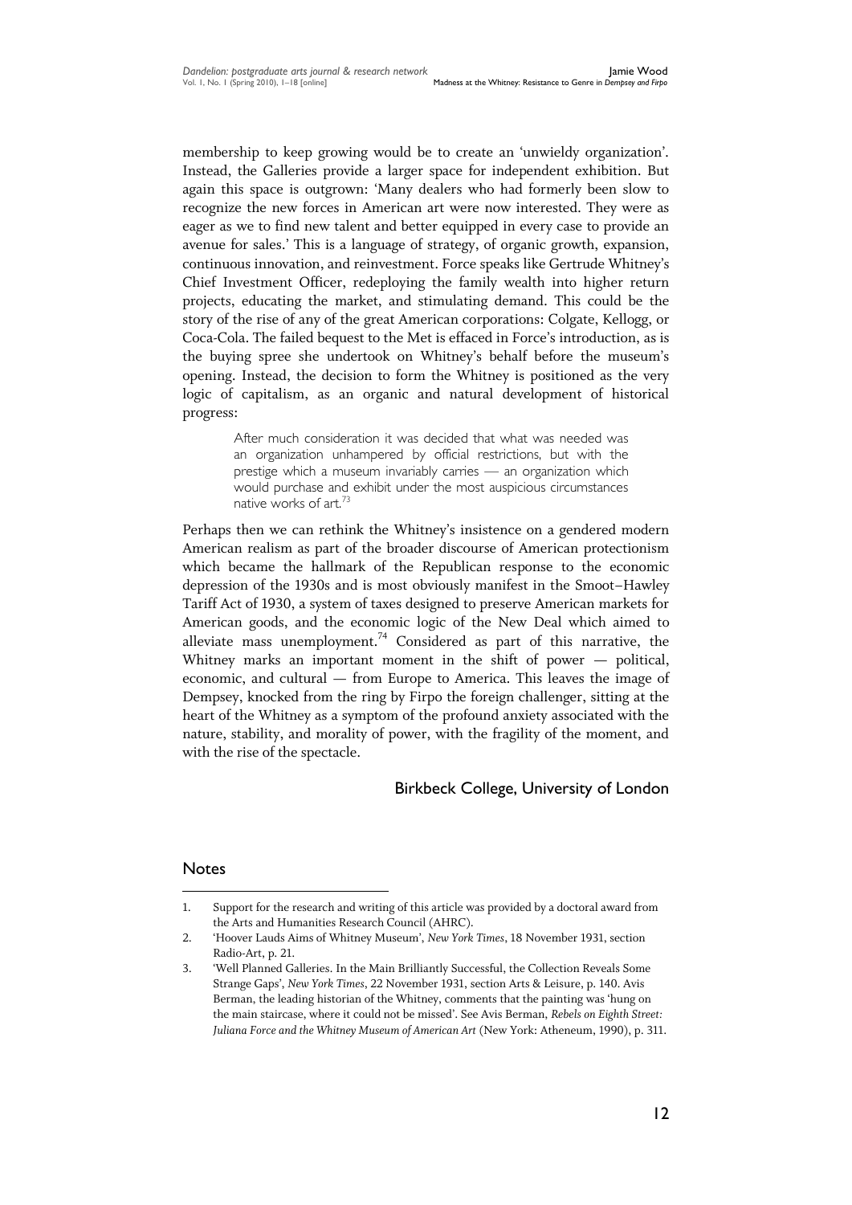membership to keep growing would be to create an 'unwieldy organization'. Instead, the Galleries provide a larger space for independent exhibition. But again this space is outgrown: 'Many dealers who had formerly been slow to recognize the new forces in American art were now interested. They were as eager as we to find new talent and better equipped in every case to provide an avenue for sales.' This is a language of strategy, of organic growth, expansion, continuous innovation, and reinvestment. Force speaks like Gertrude Whitney's Chief Investment Officer, redeploying the family wealth into higher return projects, educating the market, and stimulating demand. This could be the story of the rise of any of the great American corporations: Colgate, Kellogg, or Coca-Cola. The failed bequest to the Met is effaced in Force's introduction, as is the buying spree she undertook on Whitney's behalf before the museum's opening. Instead, the decision to form the Whitney is positioned as the very logic of capitalism, as an organic and natural development of historical progress:

> After much consideration it was decided that what was needed was an organization unhampered by official restrictions, but with the prestige which a museum invariably carries — an organization which would purchase and exhibit under the most auspicious circumstances native works of art.[73]

Perhaps then we can rethink the Whitney's insistence on a gendered modern American realism as part of the broader discourse of American protectionism which became the hallmark of the Republican response to the economic depression of the 1930s and is most obviously manifest in the Smoot–Hawley Tariff Act of 1930, a system of taxes designed to preserve American markets for American goods, and the economic logic of the New Deal which aimed to alleviate mass unemployment.[74] Considered as part of this narrative, the Whitney marks an important moment in the shift of power — political, economic, and cultural — from Europe to America. This leaves the image of Dempsey, knocked from the ring by Firpo the foreign challenger, sitting at the heart of the Whitney as a symptom of the profound anxiety associated with the nature, stability, and morality of power, with the fragility of the moment, and with the rise of the spectacle.

Birkbeck College, University of London

## Notes

1. Support for the research and writing of this article was provided by a doctoral award from the Arts and Humanities Research Council (AHRC).
2. 'Hoover Lauds Aims of Whitney Museum', *New York Times*, 18 November 1931, section Radio-Art, p. 21.
3. 'Well Planned Galleries. In the Main Brilliantly Successful, the Collection Reveals Some Strange Gaps', *New York Times*, 22 November 1931, section Arts & Leisure, p. 140. Avis Berman, the leading historian of the Whitney, comments that the painting was 'hung on the main staircase, where it could not be missed'. See Avis Berman, *Rebels on Eighth Street: Juliana Force and the Whitney Museum of American Art* (New York: Atheneum, 1990), p. 311.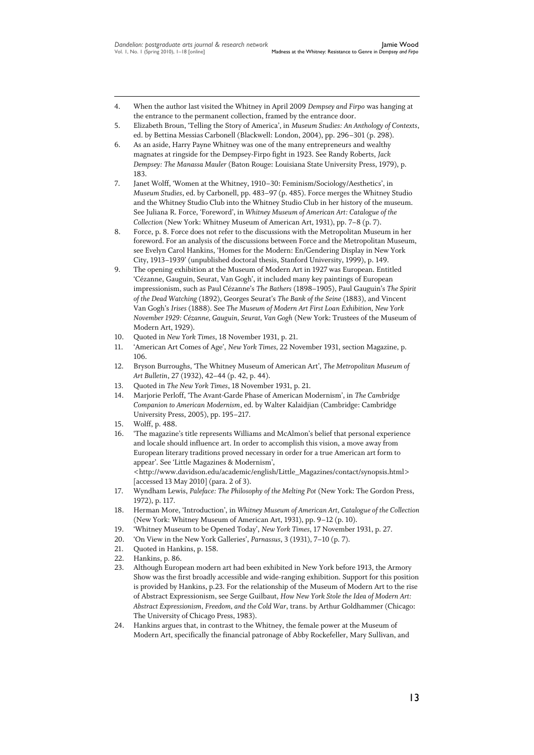4. When the author last visited the Whitney in April 2009 *Dempsey and Firpo* was hanging at the entrance to the permanent collection, framed by the entrance door.
5. Elizabeth Broun, 'Telling the Story of America', in *Museum Studies: An Anthology of Contexts*, ed. by Bettina Messias Carbonell (Blackwell: London, 2004), pp. 296–301 (p. 298).
6. As an aside, Harry Payne Whitney was one of the many entrepreneurs and wealthy magnates at ringside for the Dempsey-Firpo fight in 1923. See Randy Roberts, *Jack Dempsey: The Manassa Mauler* (Baton Rouge: Louisiana State University Press, 1979), p. 183.
7. Janet Wolff, 'Women at the Whitney, 1910–30: Feminism/Sociology/Aesthetics', in *Museum Studies*, ed. by Carbonell, pp. 483–97 (p. 485). Force merges the Whitney Studio and the Whitney Studio Club into the Whitney Studio Club in her history of the museum. See Juliana R. Force, 'Foreword', in *Whitney Museum of American Art: Catalogue of the Collection* (New York: Whitney Museum of American Art, 1931), pp. 7–8 (p. 7).
8. Force, p. 8. Force does not refer to the discussions with the Metropolitan Museum in her foreword. For an analysis of the discussions between Force and the Metropolitan Museum, see Evelyn Carol Hankins, 'Homes for the Modern: En/Gendering Display in New York City, 1913–1939' (unpublished doctoral thesis, Stanford University, 1999), p. 149.
9. The opening exhibition at the Museum of Modern Art in 1927 was European. Entitled 'Cézanne, Gauguin, Seurat, Van Gogh', it included many key paintings of European impressionism, such as Paul Cézanne's *The Bathers* (1898–1905), Paul Gauguin's *The Spirit of the Dead Watching* (1892), Georges Seurat's *The Bank of the Seine* (1883), and Vincent Van Gogh's *Irises* (1888). See *The Museum of Modern Art First Loan Exhibition, New York November 1929: Cézanne, Gauguin, Seurat, Van Gogh* (New York: Trustees of the Museum of Modern Art, 1929).
10. Quoted in *New York Times*, 18 November 1931, p. 21.
11. 'American Art Comes of Age', *New York Times,* 22 November 1931, section Magazine, p. 106.
12. Bryson Burroughs, 'The Whitney Museum of American Art', *The Metropolitan Museum of Art Bulletin*, 27 (1932), 42–44 (p. 42, p. 44).
13. Quoted in *The New York Times*, 18 November 1931, p. 21.
14. Marjorie Perloff, 'The Avant-Garde Phase of American Modernism', in *The Cambridge Companion to American Modernism*, ed. by Walter Kalaidjian (Cambridge: Cambridge University Press, 2005), pp. 195–217.
15. Wolff, p. 488.
16. 'The magazine's title represents Williams and McAlmon's belief that personal experience and locale should influence art. In order to accomplish this vision, a move away from European literary traditions proved necessary in order for a true American art form to appear'. See 'Little Magazines & Modernism', <http://www.davidson.edu/academic/english/Little_Magazines/contact/synopsis.html> [accessed 13 May 2010] (para. 2 of 3).
17. Wyndham Lewis, *Paleface: The Philosophy of the Melting Pot* (New York: The Gordon Press, 1972), p. 117.
18. Herman More, 'Introduction', in *Whitney Museum of American Art, Catalogue of the Collection* (New York: Whitney Museum of American Art, 1931), pp. 9–12 (p. 10).
19. 'Whitney Museum to be Opened Today', *New York Times*, 17 November 1931, p. 27.
20. 'On View in the New York Galleries', *Parnassus*, 3 (1931), 7–10 (p. 7).
21. Quoted in Hankins, p. 158.
22. Hankins, p. 86.
23. Although European modern art had been exhibited in New York before 1913, the Armory Show was the first broadly accessible and wide-ranging exhibition. Support for this position is provided by Hankins, p.23. For the relationship of the Museum of Modern Art to the rise of Abstract Expressionism, see Serge Guilbaut, *How New York Stole the Idea of Modern Art: Abstract Expressionism, Freedom, and the Cold War*, trans. by Arthur Goldhammer (Chicago: The University of Chicago Press, 1983).
24. Hankins argues that, in contrast to the Whitney, the female power at the Museum of Modern Art, specifically the financial patronage of Abby Rockefeller, Mary Sullivan, and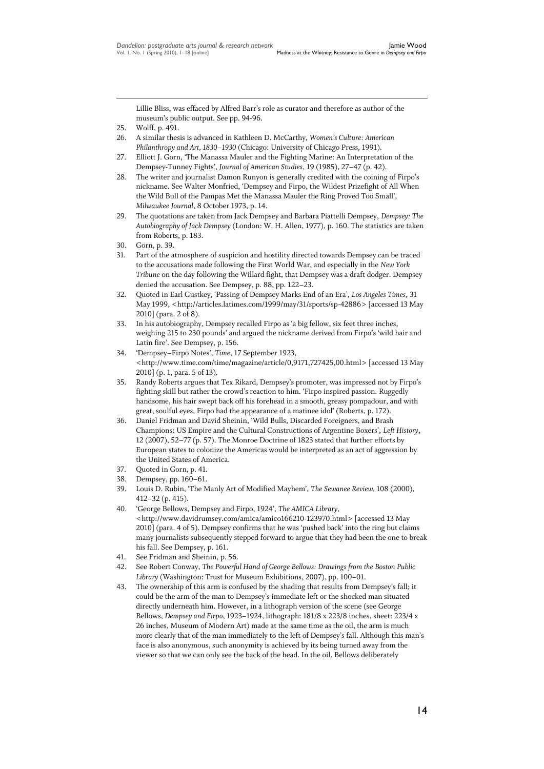Lillie Bliss, was effaced by Alfred Barr's role as curator and therefore as author of the museum's public output. See pp. 94-96.

25. Wolff, p. 491.
26. A similar thesis is advanced in Kathleen D. McCarthy, *Women's Culture: American Philanthropy and Art, 1830–1930* (Chicago: University of Chicago Press, 1991).
27. Elliott J. Gorn, 'The Manassa Mauler and the Fighting Marine: An Interpretation of the Dempsey-Tunney Fights', *Journal of American Studies*, 19 (1985), 27–47 (p. 42).
28. The writer and journalist Damon Runyon is generally credited with the coining of Firpo's nickname. See Walter Monfried, 'Dempsey and Firpo, the Wildest Prizefight of All When the Wild Bull of the Pampas Met the Manassa Mauler the Ring Proved Too Small', *Milwaukee Journal*, 8 October 1973, p. 14.
29. The quotations are taken from Jack Dempsey and Barbara Piattelli Dempsey, *Dempsey: The Autobiography of Jack Dempsey* (London: W. H. Allen, 1977), p. 160. The statistics are taken from Roberts, p. 183.
30. Gorn, p. 39.
31. Part of the atmosphere of suspicion and hostility directed towards Dempsey can be traced to the accusations made following the First World War, and especially in the *New York Tribune* on the day following the Willard fight, that Dempsey was a draft dodger. Dempsey denied the accusation. See Dempsey, p. 88, pp. 122–23.
32. Quoted in Earl Gustkey, 'Passing of Dempsey Marks End of an Era', *Los Angeles Times*, 31 May 1999, <http://articles.latimes.com/1999/may/31/sports/sp-42886> [accessed 13 May 2010] (para. 2 of 8).
33. In his autobiography, Dempsey recalled Firpo as 'a big fellow, six feet three inches, weighing 215 to 230 pounds' and argued the nickname derived from Firpo's 'wild hair and Latin fire'. See Dempsey, p. 156.
34. 'Dempsey–Firpo Notes', *Time*, 17 September 1923, <http://www.time.com/time/magazine/article/0,9171,727425,00.html> [accessed 13 May 2010] (p. 1, para. 5 of 13).
35. Randy Roberts argues that Tex Rikard, Dempsey's promoter, was impressed not by Firpo's fighting skill but rather the crowd's reaction to him. 'Firpo inspired passion. Ruggedly handsome, his hair swept back off his forehead in a smooth, greasy pompadour, and with great, soulful eyes, Firpo had the appearance of a matinee idol' (Roberts, p. 172).
36. Daniel Fridman and David Sheinin, 'Wild Bulls, Discarded Foreigners, and Brash Champions: US Empire and the Cultural Constructions of Argentine Boxers', *Left History*, 12 (2007), 52–77 (p. 57). The Monroe Doctrine of 1823 stated that further efforts by European states to colonize the Americas would be interpreted as an act of aggression by the United States of America.
37. Quoted in Gorn, p. 41.
38. Dempsey, pp. 160–61.
39. Louis D. Rubin, 'The Manly Art of Modified Mayhem', *The Sewanee Review*, 108 (2000), 412–32 (p. 415).
40. 'George Bellows, Dempsey and Firpo, 1924', *The AMICA Library*, <http://www.davidrumsey.com/amica/amico166210-123970.html> [accessed 13 May 2010] (para. 4 of 5). Dempsey confirms that he was 'pushed back' into the ring but claims many journalists subsequently stepped forward to argue that they had been the one to break his fall. See Dempsey, p. 161.
41. See Fridman and Sheinin, p. 56.
42. See Robert Conway, *The Powerful Hand of George Bellows: Drawings from the Boston Public Library* (Washington: Trust for Museum Exhibitions, 2007), pp. 100–01.
43. The ownership of this arm is confused by the shading that results from Dempsey's fall; it could be the arm of the man to Dempsey's immediate left or the shocked man situated directly underneath him. However, in a lithograph version of the scene (see George Bellows, *Dempsey and Firpo*, 1923–1924, lithograph: 181/8 x 223/8 inches, sheet: 223/4 x 26 inches, Museum of Modern Art) made at the same time as the oil, the arm is much more clearly that of the man immediately to the left of Dempsey's fall. Although this man's face is also anonymous, such anonymity is achieved by its being turned away from the viewer so that we can only see the back of the head. In the oil, Bellows deliberately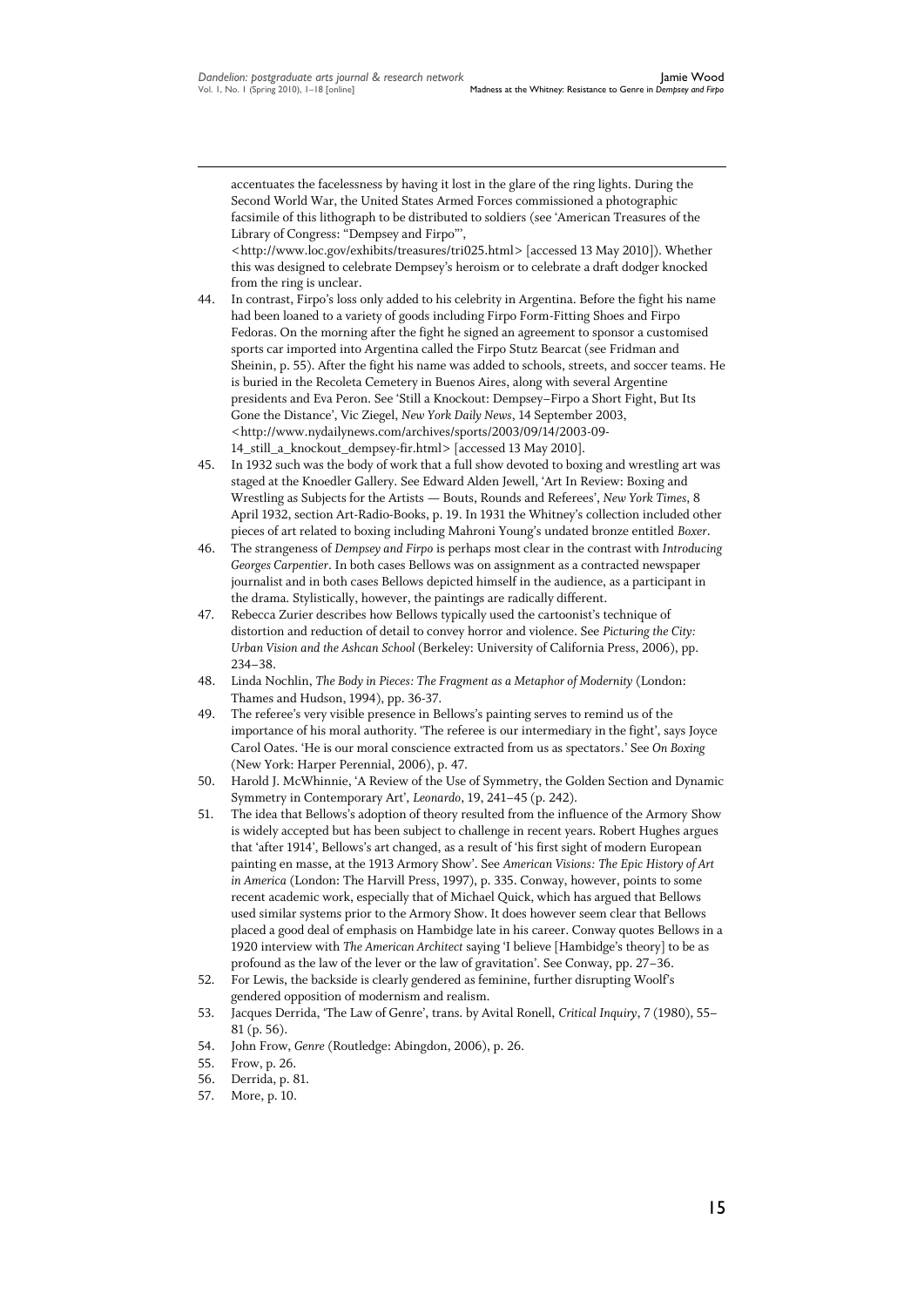accentuates the facelessness by having it lost in the glare of the ring lights. During the Second World War, the United States Armed Forces commissioned a photographic facsimile of this lithograph to be distributed to soldiers (see 'American Treasures of the Library of Congress: "Dempsey and Firpo"', <http://www.loc.gov/exhibits/treasures/tri025.html> [accessed 13 May 2010]). Whether this was designed to celebrate Dempsey's heroism or to celebrate a draft dodger knocked from the ring is unclear.

44. In contrast, Firpo's loss only added to his celebrity in Argentina. Before the fight his name had been loaned to a variety of goods including Firpo Form-Fitting Shoes and Firpo Fedoras. On the morning after the fight he signed an agreement to sponsor a customised sports car imported into Argentina called the Firpo Stutz Bearcat (see Fridman and Sheinin, p. 55). After the fight his name was added to schools, streets, and soccer teams. He is buried in the Recoleta Cemetery in Buenos Aires, along with several Argentine presidents and Eva Peron. See 'Still a Knockout: Dempsey–Firpo a Short Fight, But Its Gone the Distance', Vic Ziegel, *New York Daily News*, 14 September 2003, <http://www.nydailynews.com/archives/sports/2003/09/14/2003-09-14_still_a_knockout_dempsey-fir.html> [accessed 13 May 2010].
45. In 1932 such was the body of work that a full show devoted to boxing and wrestling art was staged at the Knoedler Gallery. See Edward Alden Jewell, 'Art In Review: Boxing and Wrestling as Subjects for the Artists — Bouts, Rounds and Referees', *New York Times*, 8 April 1932, section Art-Radio-Books, p. 19. In 1931 the Whitney's collection included other pieces of art related to boxing including Mahroni Young's undated bronze entitled *Boxer*.
46. The strangeness of *Dempsey and Firpo* is perhaps most clear in the contrast with *Introducing Georges Carpentier*. In both cases Bellows was on assignment as a contracted newspaper journalist and in both cases Bellows depicted himself in the audience, as a participant in the drama. Stylistically, however, the paintings are radically different.
47. Rebecca Zurier describes how Bellows typically used the cartoonist's technique of distortion and reduction of detail to convey horror and violence. See *Picturing the City: Urban Vision and the Ashcan School* (Berkeley: University of California Press, 2006), pp. 234–38.
48. Linda Nochlin, *The Body in Pieces: The Fragment as a Metaphor of Modernity* (London: Thames and Hudson, 1994), pp. 36-37.
49. The referee's very visible presence in Bellows's painting serves to remind us of the importance of his moral authority. 'The referee is our intermediary in the fight', says Joyce Carol Oates. 'He is our moral conscience extracted from us as spectators.' See *On Boxing* (New York: Harper Perennial, 2006), p. 47.
50. Harold J. McWhinnie, 'A Review of the Use of Symmetry, the Golden Section and Dynamic Symmetry in Contemporary Art', *Leonardo*, 19, 241–45 (p. 242).
51. The idea that Bellows's adoption of theory resulted from the influence of the Armory Show is widely accepted but has been subject to challenge in recent years. Robert Hughes argues that 'after 1914', Bellows's art changed, as a result of 'his first sight of modern European painting en masse, at the 1913 Armory Show'. See *American Visions: The Epic History of Art in America* (London: The Harvill Press, 1997), p. 335. Conway, however, points to some recent academic work, especially that of Michael Quick, which has argued that Bellows used similar systems prior to the Armory Show. It does however seem clear that Bellows placed a good deal of emphasis on Hambidge late in his career. Conway quotes Bellows in a 1920 interview with *The American Architect* saying 'I believe [Hambidge's theory] to be as profound as the law of the lever or the law of gravitation'. See Conway, pp. 27–36.
52. For Lewis, the backside is clearly gendered as feminine, further disrupting Woolf's gendered opposition of modernism and realism.
53. Jacques Derrida, 'The Law of Genre', trans. by Avital Ronell, *Critical Inquiry*, 7 (1980), 55–81 (p. 56).
54. John Frow, *Genre* (Routledge: Abingdon, 2006), p. 26.
55. Frow, p. 26.
56. Derrida, p. 81.
57. More, p. 10.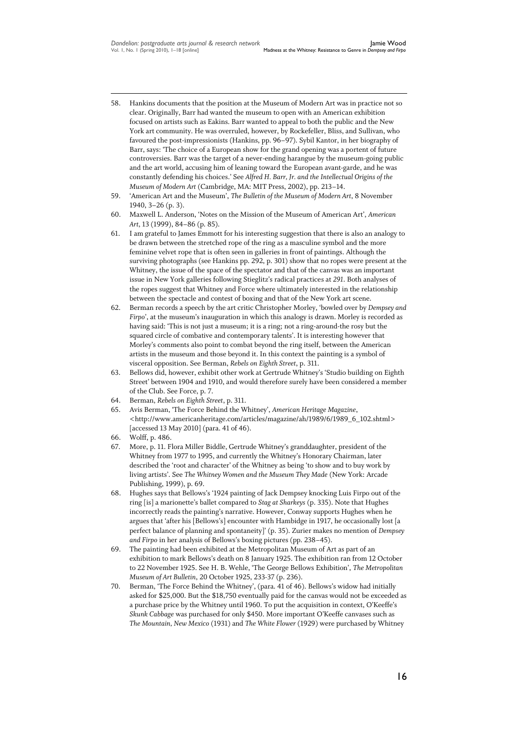58. Hankins documents that the position at the Museum of Modern Art was in practice not so clear. Originally, Barr had wanted the museum to open with an American exhibition focused on artists such as Eakins. Barr wanted to appeal to both the public and the New York art community. He was overruled, however, by Rockefeller, Bliss, and Sullivan, who favoured the post-impressionists (Hankins, pp. 96–97). Sybil Kantor, in her biography of Barr, says: 'The choice of a European show for the grand opening was a portent of future controversies. Barr was the target of a never-ending harangue by the museum-going public and the art world, accusing him of leaning toward the European avant-garde, and he was constantly defending his choices.' See *Alfred H. Barr, Jr. and the Intellectual Origins of the Museum of Modern Art* (Cambridge, MA: MIT Press, 2002), pp. 213–14.
59. 'American Art and the Museum', *The Bulletin of the Museum of Modern Art*, 8 November 1940, 3–26 (p. 3).
60. Maxwell L. Anderson, 'Notes on the Mission of the Museum of American Art', *American Art*, 13 (1999), 84–86 (p. 85).
61. I am grateful to James Emmott for his interesting suggestion that there is also an analogy to be drawn between the stretched rope of the ring as a masculine symbol and the more feminine velvet rope that is often seen in galleries in front of paintings. Although the surviving photographs (see Hankins pp. 292, p. 301) show that no ropes were present at the Whitney, the issue of the space of the spectator and that of the canvas was an important issue in New York galleries following Stieglitz's radical practices at *291*. Both analyses of the ropes suggest that Whitney and Force where ultimately interested in the relationship between the spectacle and contest of boxing and that of the New York art scene.
62. Berman records a speech by the art critic Christopher Morley, 'bowled over by *Dempsey and Firpo*', at the museum's inauguration in which this analogy is drawn. Morley is recorded as having said: 'This is not just a museum; it is a ring; not a ring-around-the rosy but the squared circle of combative and contemporary talents'. It is interesting however that Morley's comments also point to combat beyond the ring itself, between the American artists in the museum and those beyond it. In this context the painting is a symbol of visceral opposition. See Berman, *Rebels on Eighth Street*, p. 311.
63. Bellows did, however, exhibit other work at Gertrude Whitney's 'Studio building on Eighth Street' between 1904 and 1910, and would therefore surely have been considered a member of the Club. See Force, p. 7.
64. Berman, *Rebels on Eighth Street*, p. 311.
65. Avis Berman, 'The Force Behind the Whitney', *American Heritage Magazine*, <http://www.americanheritage.com/articles/magazine/ah/1989/6/1989_6_102.shtml> [accessed 13 May 2010] (para. 41 of 46).
66. Wolff, p. 486.
67. More, p. 11. Flora Miller Biddle, Gertrude Whitney's granddaughter, president of the Whitney from 1977 to 1995, and currently the Whitney's Honorary Chairman, later described the 'root and character' of the Whitney as being 'to show and to buy work by living artists'. See *The Whitney Women and the Museum They Made* (New York: Arcade Publishing, 1999), p. 69.
68. Hughes says that Bellows's '1924 painting of Jack Dempsey knocking Luis Firpo out of the ring [is] a marionette's ballet compared to *Stag at Sharkeys* (p. 335). Note that Hughes incorrectly reads the painting's narrative. However, Conway supports Hughes when he argues that 'after his [Bellows's] encounter with Hambidge in 1917, he occasionally lost [a perfect balance of planning and spontaneity]' (p. 35). Zurier makes no mention of *Dempsey and Firpo* in her analysis of Bellows's boxing pictures (pp. 238–45).
69. The painting had been exhibited at the Metropolitan Museum of Art as part of an exhibition to mark Bellows's death on 8 January 1925. The exhibition ran from 12 October to 22 November 1925. See H. B. Wehle, 'The George Bellows Exhibition', *The Metropolitan Museum of Art Bulletin*, 20 October 1925, 233-37 (p. 236).
70. Berman, 'The Force Behind the Whitney', (para. 41 of 46). Bellows's widow had initially asked for $25,000. But the $18,750 eventually paid for the canvas would not be exceeded as a purchase price by the Whitney until 1960. To put the acquisition in context, O'Keeffe's *Skunk Cabbage* was purchased for only $450. More important O'Keeffe canvases such as *The Mountain, New Mexico* (1931) and *The White Flower* (1929) were purchased by Whitney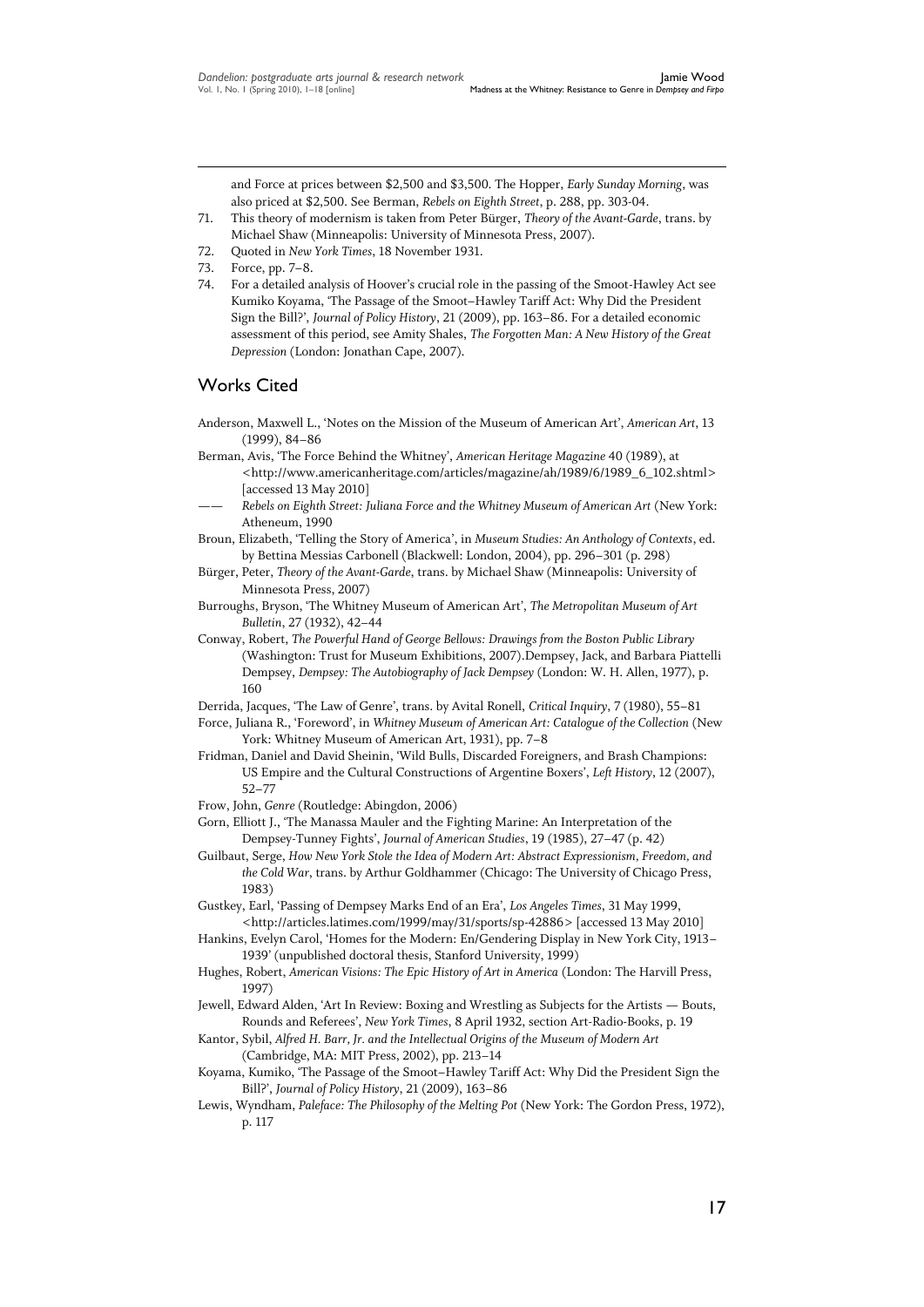and Force at prices between $2,500 and $3,500. The Hopper, *Early Sunday Morning*, was also priced at $2,500. See Berman, *Rebels on Eighth Street*, p. 288, pp. 303-04.

71. This theory of modernism is taken from Peter Bürger, *Theory of the Avant-Garde*, trans. by Michael Shaw (Minneapolis: University of Minnesota Press, 2007).
72. Quoted in *New York Times*, 18 November 1931.
73. Force, pp. 7–8.
74. For a detailed analysis of Hoover's crucial role in the passing of the Smoot-Hawley Act see Kumiko Koyama, 'The Passage of the Smoot–Hawley Tariff Act: Why Did the President Sign the Bill?', *Journal of Policy History*, 21 (2009), pp. 163–86. For a detailed economic assessment of this period, see Amity Shales, *The Forgotten Man: A New History of the Great Depression* (London: Jonathan Cape, 2007).

## Works Cited

Anderson, Maxwell L., 'Notes on the Mission of the Museum of American Art', *American Art*, 13 (1999), 84–86

Berman, Avis, 'The Force Behind the Whitney', *American Heritage Magazine* 40 (1989), at <http://www.americanheritage.com/articles/magazine/ah/1989/6/1989_6_102.shtml> [accessed 13 May 2010]

—— *Rebels on Eighth Street: Juliana Force and the Whitney Museum of American Art* (New York: Atheneum, 1990

Broun, Elizabeth, 'Telling the Story of America', in *Museum Studies: An Anthology of Contexts*, ed. by Bettina Messias Carbonell (Blackwell: London, 2004), pp. 296–301 (p. 298)

Bürger, Peter, *Theory of the Avant-Garde*, trans. by Michael Shaw (Minneapolis: University of Minnesota Press, 2007)

Burroughs, Bryson, 'The Whitney Museum of American Art', *The Metropolitan Museum of Art Bulletin*, 27 (1932), 42–44

Conway, Robert, *The Powerful Hand of George Bellows: Drawings from the Boston Public Library* (Washington: Trust for Museum Exhibitions, 2007).Dempsey, Jack, and Barbara Piattelli Dempsey, *Dempsey: The Autobiography of Jack Dempsey* (London: W. H. Allen, 1977), p. 160

Derrida, Jacques, 'The Law of Genre', trans. by Avital Ronell, *Critical Inquiry*, 7 (1980), 55–81

Force, Juliana R., 'Foreword', in *Whitney Museum of American Art: Catalogue of the Collection* (New York: Whitney Museum of American Art, 1931), pp. 7–8

Fridman, Daniel and David Sheinin, 'Wild Bulls, Discarded Foreigners, and Brash Champions: US Empire and the Cultural Constructions of Argentine Boxers', *Left History*, 12 (2007), 52–77

Frow, John, *Genre* (Routledge: Abingdon, 2006)

Gorn, Elliott J., 'The Manassa Mauler and the Fighting Marine: An Interpretation of the Dempsey-Tunney Fights', *Journal of American Studies*, 19 (1985), 27–47 (p. 42)

Guilbaut, Serge, *How New York Stole the Idea of Modern Art: Abstract Expressionism, Freedom, and the Cold War*, trans. by Arthur Goldhammer (Chicago: The University of Chicago Press, 1983)

Gustkey, Earl, 'Passing of Dempsey Marks End of an Era', *Los Angeles Times*, 31 May 1999, <http://articles.latimes.com/1999/may/31/sports/sp-42886> [accessed 13 May 2010]

Hankins, Evelyn Carol, 'Homes for the Modern: En/Gendering Display in New York City, 1913–1939' (unpublished doctoral thesis, Stanford University, 1999)

Hughes, Robert, *American Visions: The Epic History of Art in America* (London: The Harvill Press, 1997)

Jewell, Edward Alden, 'Art In Review: Boxing and Wrestling as Subjects for the Artists — Bouts, Rounds and Referees', *New York Times*, 8 April 1932, section Art-Radio-Books, p. 19

Kantor, Sybil, *Alfred H. Barr, Jr. and the Intellectual Origins of the Museum of Modern Art* (Cambridge, MA: MIT Press, 2002), pp. 213–14

Koyama, Kumiko, 'The Passage of the Smoot–Hawley Tariff Act: Why Did the President Sign the Bill?', *Journal of Policy History*, 21 (2009), 163–86

Lewis, Wyndham, *Paleface: The Philosophy of the Melting Pot* (New York: The Gordon Press, 1972), p. 117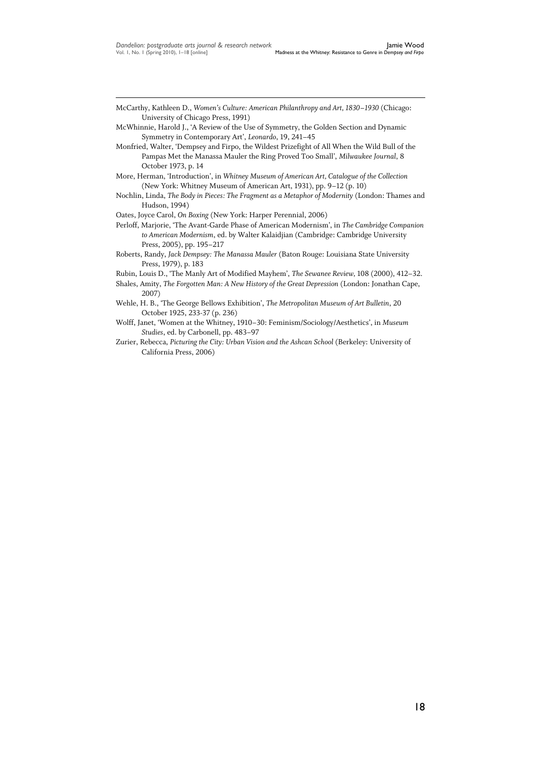McCarthy, Kathleen D., *Women's Culture: American Philanthropy and Art, 1830–1930* (Chicago: University of Chicago Press, 1991)

McWhinnie, Harold J., 'A Review of the Use of Symmetry, the Golden Section and Dynamic Symmetry in Contemporary Art', *Leonardo*, 19, 241–45

Monfried, Walter, 'Dempsey and Firpo, the Wildest Prizefight of All When the Wild Bull of the Pampas Met the Manassa Mauler the Ring Proved Too Small', *Milwaukee Journal*, 8 October 1973, p. 14

More, Herman, 'Introduction', in *Whitney Museum of American Art, Catalogue of the Collection* (New York: Whitney Museum of American Art, 1931), pp. 9–12 (p. 10)

Nochlin, Linda, *The Body in Pieces: The Fragment as a Metaphor of Modernity* (London: Thames and Hudson, 1994)

Oates, Joyce Carol, *On Boxing* (New York: Harper Perennial, 2006)

Perloff, Marjorie, 'The Avant-Garde Phase of American Modernism', in *The Cambridge Companion to American Modernism*, ed. by Walter Kalaidjian (Cambridge: Cambridge University Press, 2005), pp. 195–217

Roberts, Randy, *Jack Dempsey: The Manassa Mauler* (Baton Rouge: Louisiana State University Press, 1979), p. 183

Rubin, Louis D., 'The Manly Art of Modified Mayhem', *The Sewanee Review*, 108 (2000), 412–32.

Shales, Amity, *The Forgotten Man: A New History of the Great Depression* (London: Jonathan Cape, 2007)

Wehle, H. B., 'The George Bellows Exhibition', *The Metropolitan Museum of Art Bulletin*, 20 October 1925, 233-37 (p. 236)

Wolff, Janet, 'Women at the Whitney, 1910–30: Feminism/Sociology/Aesthetics', in *Museum Studies*, ed. by Carbonell, pp. 483–97

Zurier, Rebecca, *Picturing the City: Urban Vision and the Ashcan School* (Berkeley: University of California Press, 2006)